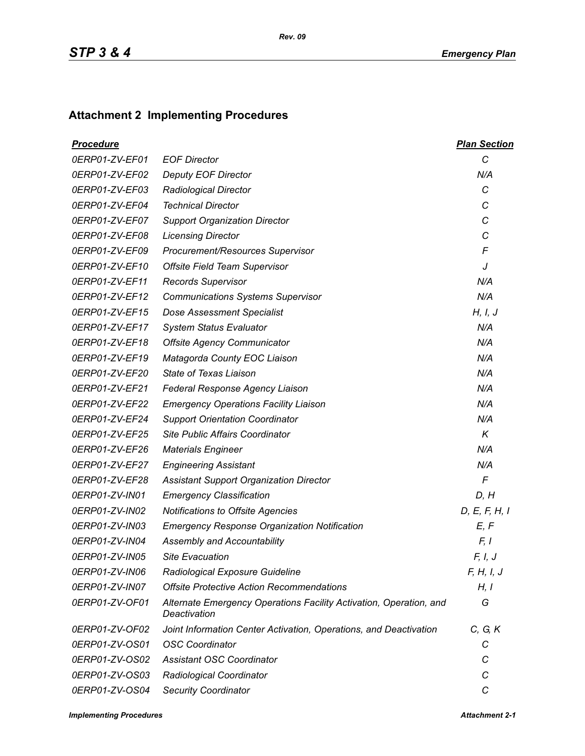## Attachment 2  Implementing Procedures

| ***Procedure*** | | ***Plan Section*** |
|---|---|---|
| *0ERP01-ZV-EF01* | *EOF Director* | *C* |
| *0ERP01-ZV-EF02* | *Deputy EOF Director* | *N/A* |
| *0ERP01-ZV-EF03* | *Radiological Director* | *C* |
| *0ERP01-ZV-EF04* | *Technical Director* | *C* |
| *0ERP01-ZV-EF07* | *Support Organization Director* | *C* |
| *0ERP01-ZV-EF08* | *Licensing Director* | *C* |
| *0ERP01-ZV-EF09* | *Procurement/Resources Supervisor* | *F* |
| *0ERP01-ZV-EF10* | *Offsite Field Team Supervisor* | *J* |
| *0ERP01-ZV-EF11* | *Records Supervisor* | *N/A* |
| *0ERP01-ZV-EF12* | *Communications Systems Supervisor* | *N/A* |
| *0ERP01-ZV-EF15* | *Dose Assessment Specialist* | *H, I, J* |
| *0ERP01-ZV-EF17* | *System Status Evaluator* | *N/A* |
| *0ERP01-ZV-EF18* | *Offsite Agency Communicator* | *N/A* |
| *0ERP01-ZV-EF19* | *Matagorda County EOC Liaison* | *N/A* |
| *0ERP01-ZV-EF20* | *State of Texas Liaison* | *N/A* |
| *0ERP01-ZV-EF21* | *Federal Response Agency Liaison* | *N/A* |
| *0ERP01-ZV-EF22* | *Emergency Operations Facility Liaison* | *N/A* |
| *0ERP01-ZV-EF24* | *Support Orientation Coordinator* | *N/A* |
| *0ERP01-ZV-EF25* | *Site Public Affairs Coordinator* | *K* |
| *0ERP01-ZV-EF26* | *Materials Engineer* | *N/A* |
| *0ERP01-ZV-EF27* | *Engineering Assistant* | *N/A* |
| *0ERP01-ZV-EF28* | *Assistant Support Organization Director* | *F* |
| *0ERP01-ZV-IN01* | *Emergency Classification* | *D, H* |
| *0ERP01-ZV-IN02* | *Notifications to Offsite Agencies* | *D, E, F, H, I* |
| *0ERP01-ZV-IN03* | *Emergency Response Organization Notification* | *E, F* |
| *0ERP01-ZV-IN04* | *Assembly and Accountability* | *F, I* |
| *0ERP01-ZV-IN05* | *Site Evacuation* | *F, I, J* |
| *0ERP01-ZV-IN06* | *Radiological Exposure Guideline* | *F, H, I, J* |
| *0ERP01-ZV-IN07* | *Offsite Protective Action Recommendations* | *H, I* |
| *0ERP01-ZV-OF01* | *Alternate Emergency Operations Facility Activation, Operation, and Deactivation* | *G* |
| *0ERP01-ZV-OF02* | *Joint Information Center Activation, Operations, and Deactivation* | *C, G, K* |
| *0ERP01-ZV-OS01* | *OSC Coordinator* | *C* |
| *0ERP01-ZV-OS02* | *Assistant OSC Coordinator* | *C* |
| *0ERP01-ZV-OS03* | *Radiological Coordinator* | *C* |
| *0ERP01-ZV-OS04* | *Security Coordinator* | *C* |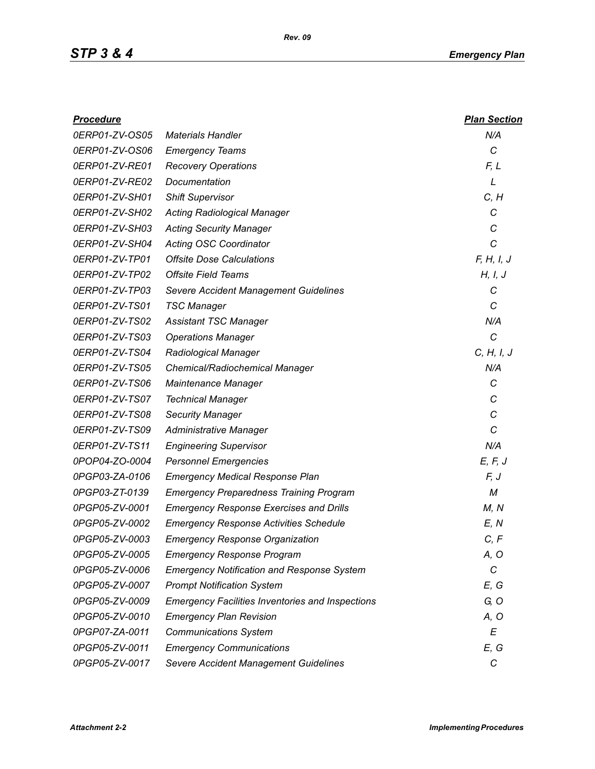| *Procedure* | | *Plan Section* |
|---|---|---|
| *0ERP01-ZV-OS05* | *Materials Handler* | *N/A* |
| *0ERP01-ZV-OS06* | *Emergency Teams* | *C* |
| *0ERP01-ZV-RE01* | *Recovery Operations* | *F, L* |
| *0ERP01-ZV-RE02* | *Documentation* | *L* |
| *0ERP01-ZV-SH01* | *Shift Supervisor* | *C, H* |
| *0ERP01-ZV-SH02* | *Acting Radiological Manager* | *C* |
| *0ERP01-ZV-SH03* | *Acting Security Manager* | *C* |
| *0ERP01-ZV-SH04* | *Acting OSC Coordinator* | *C* |
| *0ERP01-ZV-TP01* | *Offsite Dose Calculations* | *F, H, I, J* |
| *0ERP01-ZV-TP02* | *Offsite Field Teams* | *H, I, J* |
| *0ERP01-ZV-TP03* | *Severe Accident Management Guidelines* | *C* |
| *0ERP01-ZV-TS01* | *TSC Manager* | *C* |
| *0ERP01-ZV-TS02* | *Assistant TSC Manager* | *N/A* |
| *0ERP01-ZV-TS03* | *Operations Manager* | *C* |
| *0ERP01-ZV-TS04* | *Radiological Manager* | *C, H, I, J* |
| *0ERP01-ZV-TS05* | *Chemical/Radiochemical Manager* | *N/A* |
| *0ERP01-ZV-TS06* | *Maintenance Manager* | *C* |
| *0ERP01-ZV-TS07* | *Technical Manager* | *C* |
| *0ERP01-ZV-TS08* | *Security Manager* | *C* |
| *0ERP01-ZV-TS09* | *Administrative Manager* | *C* |
| *0ERP01-ZV-TS11* | *Engineering Supervisor* | *N/A* |
| *0POP04-ZO-0004* | *Personnel Emergencies* | *E, F, J* |
| *0PGP03-ZA-0106* | *Emergency Medical Response Plan* | *F, J* |
| *0PGP03-ZT-0139* | *Emergency Preparedness Training Program* | *M* |
| *0PGP05-ZV-0001* | *Emergency Response Exercises and Drills* | *M, N* |
| *0PGP05-ZV-0002* | *Emergency Response Activities Schedule* | *E, N* |
| *0PGP05-ZV-0003* | *Emergency Response Organization* | *C, F* |
| *0PGP05-ZV-0005* | *Emergency Response Program* | *A, O* |
| *0PGP05-ZV-0006* | *Emergency Notification and Response System* | *C* |
| *0PGP05-ZV-0007* | *Prompt Notification System* | *E, G* |
| *0PGP05-ZV-0009* | *Emergency Facilities Inventories and Inspections* | *G, O* |
| *0PGP05-ZV-0010* | *Emergency Plan Revision* | *A, O* |
| *0PGP07-ZA-0011* | *Communications System* | *E* |
| *0PGP05-ZV-0011* | *Emergency Communications* | *E, G* |
| *0PGP05-ZV-0017* | *Severe Accident Management Guidelines* | *C* |